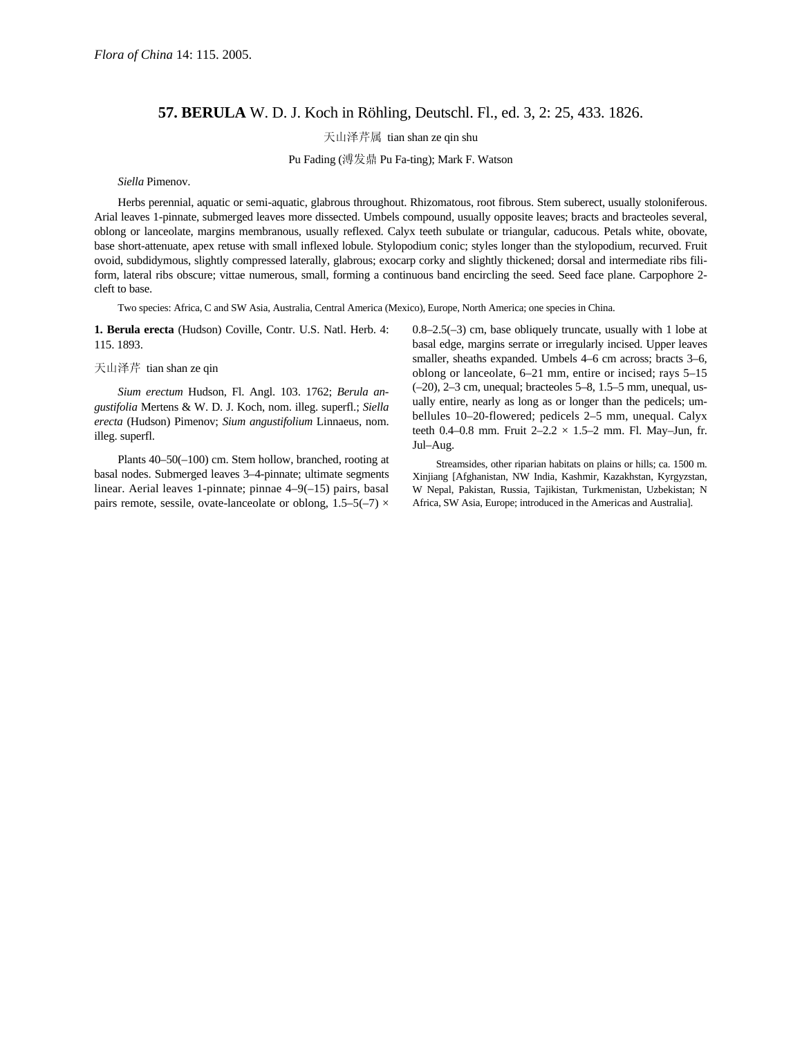*Flora of China* 14: 115. 2005.

## 57. **BERULA** W. D. J. Koch in Röhling, Deutschl. Fl., ed. 3, 2: 25, 433. 1826.

天山泽芹属 tian shan ze qin shu

Pu Fading (溥发鼎 Pu Fa-ting); Mark F. Watson

*Siella* Pimenov.

Herbs perennial, aquatic or semi-aquatic, glabrous throughout. Rhizomatous, root fibrous. Stem suberect, usually stoloniferous. Arial leaves 1-pinnate, submerged leaves more dissected. Umbels compound, usually opposite leaves; bracts and bracteoles several, oblong or lanceolate, margins membranous, usually reflexed. Calyx teeth subulate or triangular, caducous. Petals white, obovate, base short-attenuate, apex retuse with small inflexed lobule. Stylopodium conic; styles longer than the stylopodium, recurved. Fruit ovoid, subdidymous, slightly compressed laterally, glabrous; exocarp corky and slightly thickened; dorsal and intermediate ribs filiform, lateral ribs obscure; vittae numerous, small, forming a continuous band encircling the seed. Seed face plane. Carpophore 2-cleft to base.

Two species: Africa, C and SW Asia, Australia, Central America (Mexico), Europe, North America; one species in China.

**1. Berula erecta** (Hudson) Coville, Contr. U.S. Natl. Herb. 4: 115. 1893.

天山泽芹 tian shan ze qin

*Sium erectum* Hudson, Fl. Angl. 103. 1762; *Berula angustifolia* Mertens & W. D. J. Koch, nom. illeg. superfl.; *Siella erecta* (Hudson) Pimenov; *Sium angustifolium* Linnaeus, nom. illeg. superfl.

Plants 40–50(–100) cm. Stem hollow, branched, rooting at basal nodes. Submerged leaves 3–4-pinnate; ultimate segments linear. Aerial leaves 1-pinnate; pinnae 4–9(–15) pairs, basal pairs remote, sessile, ovate-lanceolate or oblong, 1.5–5(–7) × 0.8–2.5(–3) cm, base obliquely truncate, usually with 1 lobe at basal edge, margins serrate or irregularly incised. Upper leaves smaller, sheaths expanded. Umbels 4–6 cm across; bracts 3–6, oblong or lanceolate, 6–21 mm, entire or incised; rays 5–15 (–20), 2–3 cm, unequal; bracteoles 5–8, 1.5–5 mm, unequal, usually entire, nearly as long as or longer than the pedicels; umbellules 10–20-flowered; pedicels 2–5 mm, unequal. Calyx teeth 0.4–0.8 mm. Fruit 2–2.2 × 1.5–2 mm. Fl. May–Jun, fr. Jul–Aug.

Streamsides, other riparian habitats on plains or hills; ca. 1500 m. Xinjiang [Afghanistan, NW India, Kashmir, Kazakhstan, Kyrgyzstan, W Nepal, Pakistan, Russia, Tajikistan, Turkmenistan, Uzbekistan; N Africa, SW Asia, Europe; introduced in the Americas and Australia].